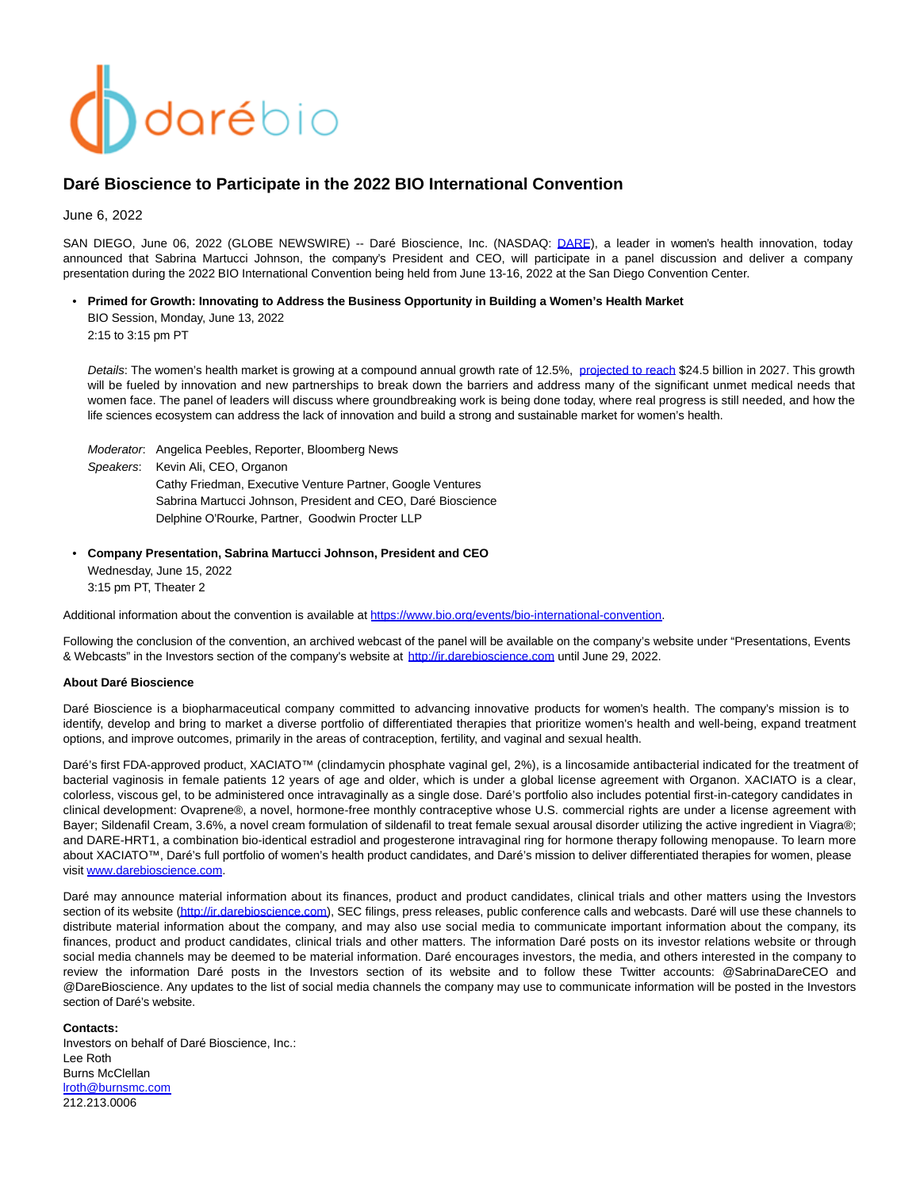# Daré Bioscience to Participate in the 2022 BIO International Convention

June 6, 2022

SAN DIEGO, June 06, 2022 (GLOBE NEWSWIRE) -- Daré Bioscience, Inc. (NASDAQ: DARE), a leader in women's health innovation, today announced that Sabrina Martucci Johnson, the company's President and CEO, will participate in a panel discussion and deliver a company presentation during the 2022 BIO International Convention being held from June 13-16, 2022 at the San Diego Convention Center.

- **Primed for Growth: Innovating to Address the Business Opportunity in Building a Women's Health Market**
  BIO Session, Monday, June 13, 2022
  2:15 to 3:15 pm PT

  *Details*: The women's health market is growing at a compound annual growth rate of 12.5%, projected to reach $24.5 billion in 2027. This growth will be fueled by innovation and new partnerships to break down the barriers and address many of the significant unmet medical needs that women face. The panel of leaders will discuss where groundbreaking work is being done today, where real progress is still needed, and how the life sciences ecosystem can address the lack of innovation and build a strong and sustainable market for women's health.

  *Moderator*: Angelica Peebles, Reporter, Bloomberg News
  *Speakers*: Kevin Ali, CEO, Organon
  Cathy Friedman, Executive Venture Partner, Google Ventures
  Sabrina Martucci Johnson, President and CEO, Daré Bioscience
  Delphine O'Rourke, Partner, Goodwin Procter LLP

- **Company Presentation, Sabrina Martucci Johnson, President and CEO**
  Wednesday, June 15, 2022
  3:15 pm PT, Theater 2

Additional information about the convention is available at https://www.bio.org/events/bio-international-convention.

Following the conclusion of the convention, an archived webcast of the panel will be available on the company's website under "Presentations, Events & Webcasts" in the Investors section of the company's website at http://ir.darebioscience.com until June 29, 2022.

**About Daré Bioscience**

Daré Bioscience is a biopharmaceutical company committed to advancing innovative products for women's health. The company's mission is to identify, develop and bring to market a diverse portfolio of differentiated therapies that prioritize women's health and well-being, expand treatment options, and improve outcomes, primarily in the areas of contraception, fertility, and vaginal and sexual health.

Daré's first FDA-approved product, XACIATO™ (clindamycin phosphate vaginal gel, 2%), is a lincosamide antibacterial indicated for the treatment of bacterial vaginosis in female patients 12 years of age and older, which is under a global license agreement with Organon. XACIATO is a clear, colorless, viscous gel, to be administered once intravaginally as a single dose. Daré's portfolio also includes potential first-in-category candidates in clinical development: Ovaprene®, a novel, hormone-free monthly contraceptive whose U.S. commercial rights are under a license agreement with Bayer; Sildenafil Cream, 3.6%, a novel cream formulation of sildenafil to treat female sexual arousal disorder utilizing the active ingredient in Viagra®; and DARE-HRT1, a combination bio-identical estradiol and progesterone intravaginal ring for hormone therapy following menopause. To learn more about XACIATO™, Daré's full portfolio of women's health product candidates, and Daré's mission to deliver differentiated therapies for women, please visit www.darebioscience.com.

Daré may announce material information about its finances, product and product candidates, clinical trials and other matters using the Investors section of its website (http://ir.darebioscience.com), SEC filings, press releases, public conference calls and webcasts. Daré will use these channels to distribute material information about the company, and may also use social media to communicate important information about the company, its finances, product and product candidates, clinical trials and other matters. The information Daré posts on its investor relations website or through social media channels may be deemed to be material information. Daré encourages investors, the media, and others interested in the company to review the information Daré posts in the Investors section of its website and to follow these Twitter accounts: @SabrinaDareCEO and @DareBioscience. Any updates to the list of social media channels the company may use to communicate information will be posted in the Investors section of Daré's website.

**Contacts:**
Investors on behalf of Daré Bioscience, Inc.:
Lee Roth
Burns McClellan
lroth@burnsmc.com
212.213.0006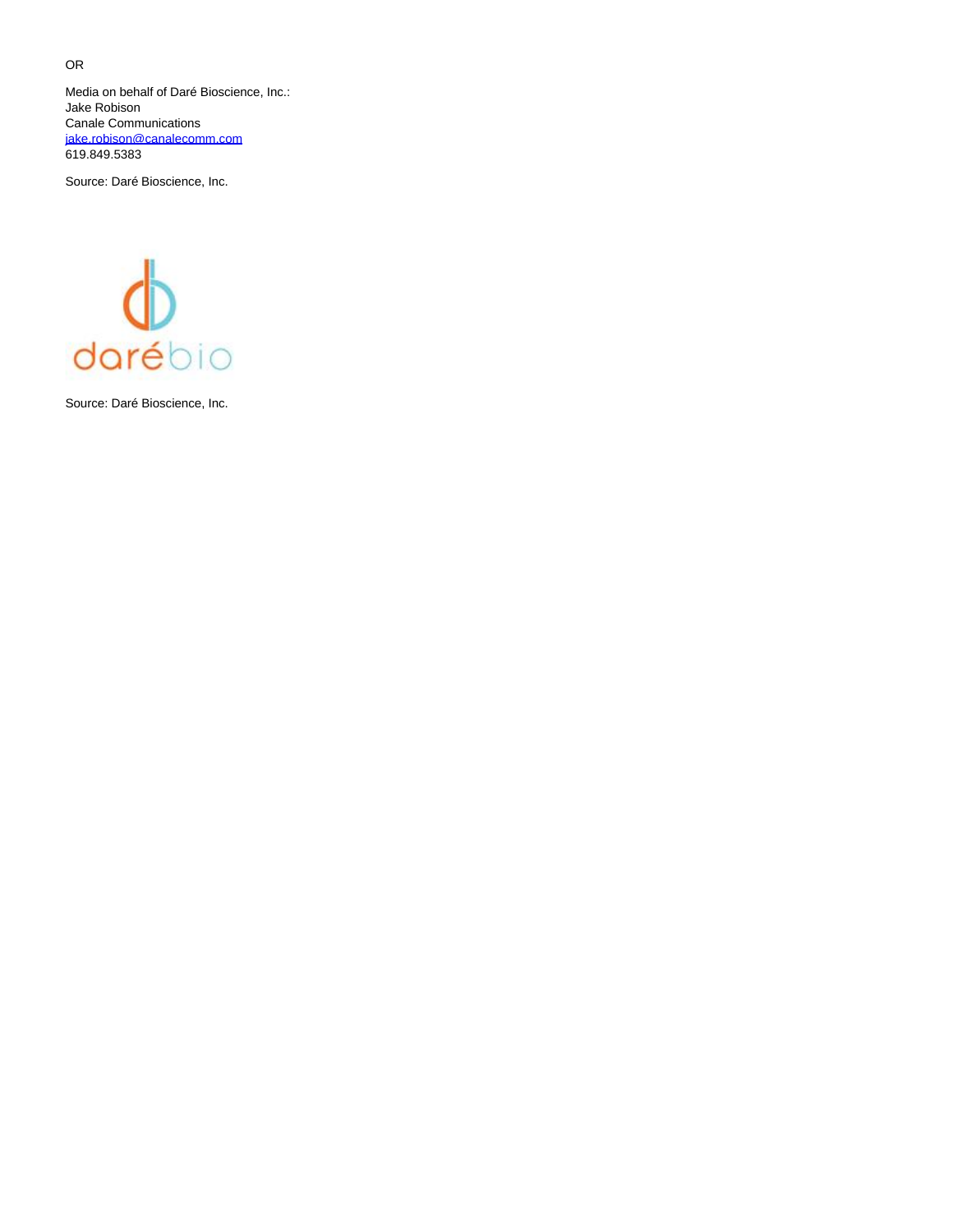OR

Media on behalf of Daré Bioscience, Inc.:
Jake Robison
Canale Communications
jake.robison@canalecomm.com
619.849.5383

Source: Daré Bioscience, Inc.

Source: Daré Bioscience, Inc.